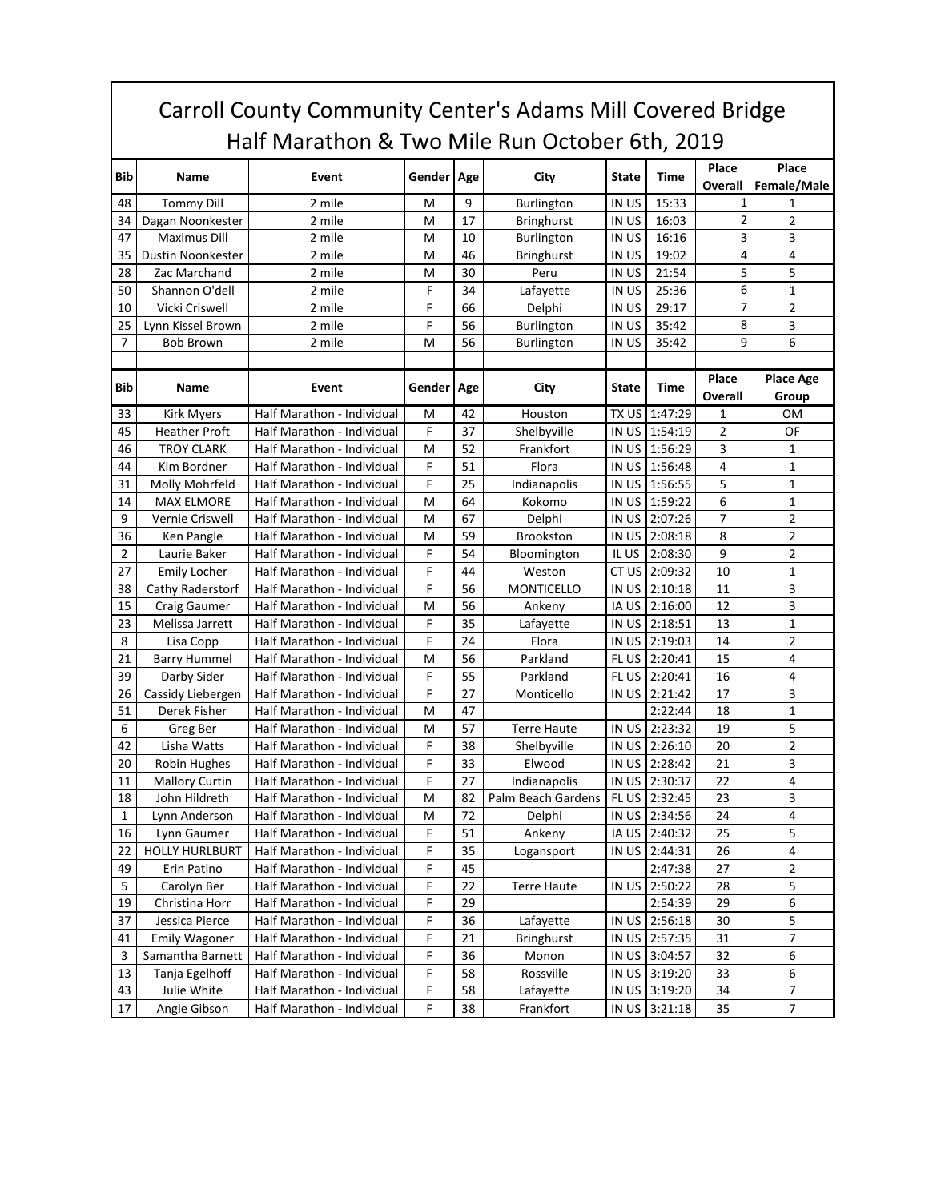# Carroll County Community Center's Adams Mill Covered Bridge Half Marathon & Two Mile Run October 6th, 2019

| Bib | Name | Event | Gender | Age | City | State | Time | Place Overall | Place Female/Male |
|---|---|---|---|---|---|---|---|---|---|
| 48 | Tommy Dill | 2 mile | M | 9 | Burlington | IN US | 15:33 | 1 | 1 |
| 34 | Dagan Noonkester | 2 mile | M | 17 | Bringhurst | IN US | 16:03 | 2 | 2 |
| 47 | Maximus Dill | 2 mile | M | 10 | Burlington | IN US | 16:16 | 3 | 3 |
| 35 | Dustin Noonkester | 2 mile | M | 46 | Bringhurst | IN US | 19:02 | 4 | 4 |
| 28 | Zac Marchand | 2 mile | M | 30 | Peru | IN US | 21:54 | 5 | 5 |
| 50 | Shannon O'dell | 2 mile | F | 34 | Lafayette | IN US | 25:36 | 6 | 1 |
| 10 | Vicki Criswell | 2 mile | F | 66 | Delphi | IN US | 29:17 | 7 | 2 |
| 25 | Lynn Kissel Brown | 2 mile | F | 56 | Burlington | IN US | 35:42 | 8 | 3 |
| 7 | Bob Brown | 2 mile | M | 56 | Burlington | IN US | 35:42 | 9 | 6 |

| Bib | Name | Event | Gender | Age | City | State | Time | Place Overall | Place Age Group |
|---|---|---|---|---|---|---|---|---|---|
| 33 | Kirk Myers | Half Marathon - Individual | M | 42 | Houston | TX US | 1:47:29 | 1 | OM |
| 45 | Heather Proft | Half Marathon - Individual | F | 37 | Shelbyville | IN US | 1:54:19 | 2 | OF |
| 46 | TROY CLARK | Half Marathon - Individual | M | 52 | Frankfort | IN US | 1:56:29 | 3 | 1 |
| 44 | Kim Bordner | Half Marathon - Individual | F | 51 | Flora | IN US | 1:56:48 | 4 | 1 |
| 31 | Molly Mohrfeld | Half Marathon - Individual | F | 25 | Indianapolis | IN US | 1:56:55 | 5 | 1 |
| 14 | MAX ELMORE | Half Marathon - Individual | M | 64 | Kokomo | IN US | 1:59:22 | 6 | 1 |
| 9 | Vernie Criswell | Half Marathon - Individual | M | 67 | Delphi | IN US | 2:07:26 | 7 | 2 |
| 36 | Ken Pangle | Half Marathon - Individual | M | 59 | Brookston | IN US | 2:08:18 | 8 | 2 |
| 2 | Laurie Baker | Half Marathon - Individual | F | 54 | Bloomington | IL US | 2:08:30 | 9 | 2 |
| 27 | Emily Locher | Half Marathon - Individual | F | 44 | Weston | CT US | 2:09:32 | 10 | 1 |
| 38 | Cathy Raderstorf | Half Marathon - Individual | F | 56 | MONTICELLO | IN US | 2:10:18 | 11 | 3 |
| 15 | Craig Gaumer | Half Marathon - Individual | M | 56 | Ankeny | IA US | 2:16:00 | 12 | 3 |
| 23 | Melissa Jarrett | Half Marathon - Individual | F | 35 | Lafayette | IN US | 2:18:51 | 13 | 1 |
| 8 | Lisa Copp | Half Marathon - Individual | F | 24 | Flora | IN US | 2:19:03 | 14 | 2 |
| 21 | Barry Hummel | Half Marathon - Individual | M | 56 | Parkland | FL US | 2:20:41 | 15 | 4 |
| 39 | Darby Sider | Half Marathon - Individual | F | 55 | Parkland | FL US | 2:20:41 | 16 | 4 |
| 26 | Cassidy Liebergen | Half Marathon - Individual | F | 27 | Monticello | IN US | 2:21:42 | 17 | 3 |
| 51 | Derek Fisher | Half Marathon - Individual | M | 47 | | | 2:22:44 | 18 | 1 |
| 6 | Greg Ber | Half Marathon - Individual | M | 57 | Terre Haute | IN US | 2:23:32 | 19 | 5 |
| 42 | Lisha Watts | Half Marathon - Individual | F | 38 | Shelbyville | IN US | 2:26:10 | 20 | 2 |
| 20 | Robin Hughes | Half Marathon - Individual | F | 33 | Elwood | IN US | 2:28:42 | 21 | 3 |
| 11 | Mallory Curtin | Half Marathon - Individual | F | 27 | Indianapolis | IN US | 2:30:37 | 22 | 4 |
| 18 | John Hildreth | Half Marathon - Individual | M | 82 | Palm Beach Gardens | FL US | 2:32:45 | 23 | 3 |
| 1 | Lynn Anderson | Half Marathon - Individual | M | 72 | Delphi | IN US | 2:34:56 | 24 | 4 |
| 16 | Lynn Gaumer | Half Marathon - Individual | F | 51 | Ankeny | IA US | 2:40:32 | 25 | 5 |
| 22 | HOLLY HURLBURT | Half Marathon - Individual | F | 35 | Logansport | IN US | 2:44:31 | 26 | 4 |
| 49 | Erin Patino | Half Marathon - Individual | F | 45 | | | 2:47:38 | 27 | 2 |
| 5 | Carolyn Ber | Half Marathon - Individual | F | 22 | Terre Haute | IN US | 2:50:22 | 28 | 5 |
| 19 | Christina Horr | Half Marathon - Individual | F | 29 | | | 2:54:39 | 29 | 6 |
| 37 | Jessica Pierce | Half Marathon - Individual | F | 36 | Lafayette | IN US | 2:56:18 | 30 | 5 |
| 41 | Emily Wagoner | Half Marathon - Individual | F | 21 | Bringhurst | IN US | 2:57:35 | 31 | 7 |
| 3 | Samantha Barnett | Half Marathon - Individual | F | 36 | Monon | IN US | 3:04:57 | 32 | 6 |
| 13 | Tanja Egelhoff | Half Marathon - Individual | F | 58 | Rossville | IN US | 3:19:20 | 33 | 6 |
| 43 | Julie White | Half Marathon - Individual | F | 58 | Lafayette | IN US | 3:19:20 | 34 | 7 |
| 17 | Angie Gibson | Half Marathon - Individual | F | 38 | Frankfort | IN US | 3:21:18 | 35 | 7 |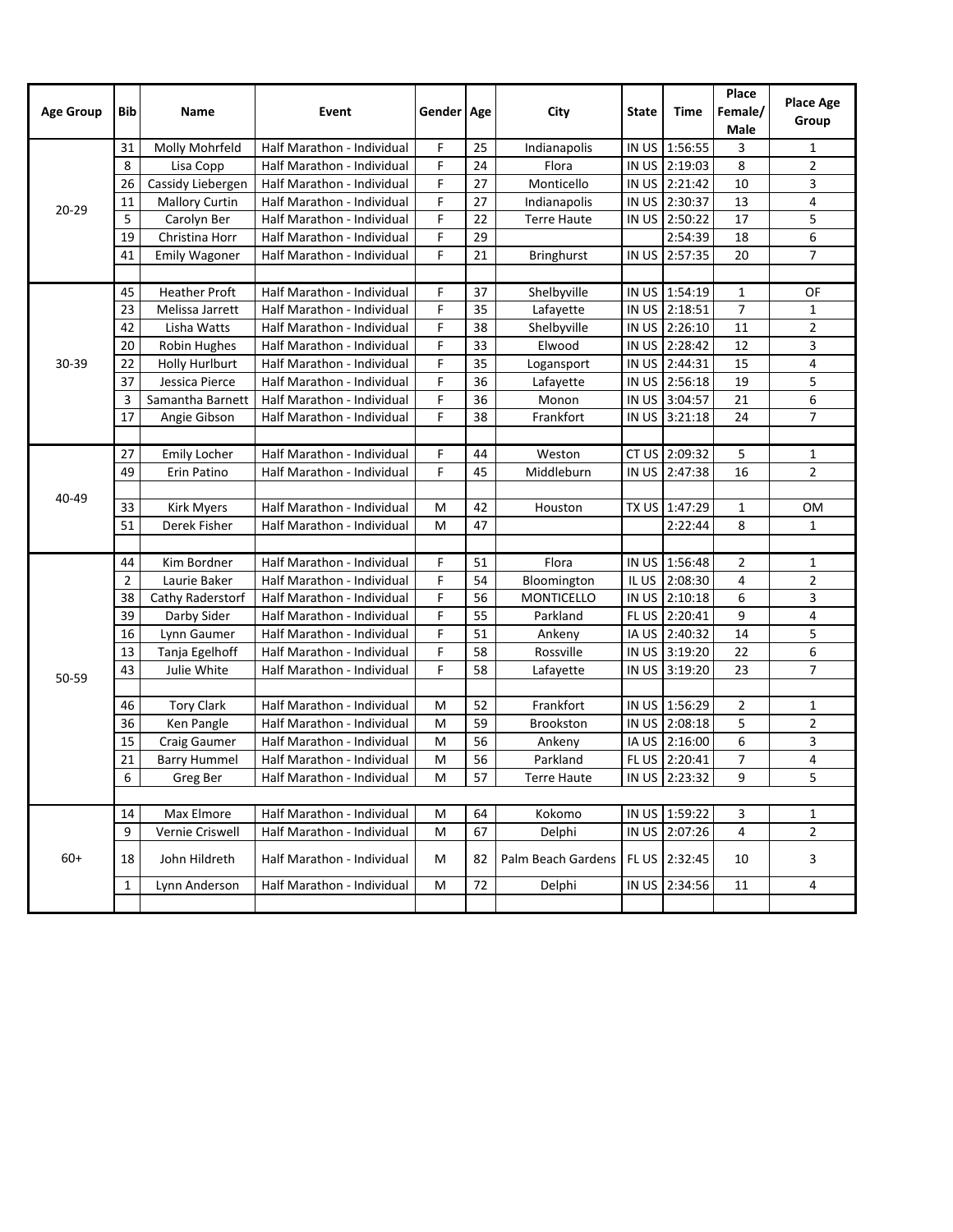| Age Group | Bib | Name | Event | Gender | Age | City | State | Time | Place Female/ Male | Place Age Group |
|---|---|---|---|---|---|---|---|---|---|---|
| 20-29 | 31 | Molly Mohrfeld | Half Marathon - Individual | F | 25 | Indianapolis | IN US | 1:56:55 | 3 | 1 |
| | 8 | Lisa Copp | Half Marathon - Individual | F | 24 | Flora | IN US | 2:19:03 | 8 | 2 |
| | 26 | Cassidy Liebergen | Half Marathon - Individual | F | 27 | Monticello | IN US | 2:21:42 | 10 | 3 |
| | 11 | Mallory Curtin | Half Marathon - Individual | F | 27 | Indianapolis | IN US | 2:30:37 | 13 | 4 |
| | 5 | Carolyn Ber | Half Marathon - Individual | F | 22 | Terre Haute | IN US | 2:50:22 | 17 | 5 |
| | 19 | Christina Horr | Half Marathon - Individual | F | 29 | | | 2:54:39 | 18 | 6 |
| | 41 | Emily Wagoner | Half Marathon - Individual | F | 21 | Bringhurst | IN US | 2:57:35 | 20 | 7 |
| | | | | | | | | | | |
| 30-39 | 45 | Heather Proft | Half Marathon - Individual | F | 37 | Shelbyville | IN US | 1:54:19 | 1 | OF |
| | 23 | Melissa Jarrett | Half Marathon - Individual | F | 35 | Lafayette | IN US | 2:18:51 | 7 | 1 |
| | 42 | Lisha Watts | Half Marathon - Individual | F | 38 | Shelbyville | IN US | 2:26:10 | 11 | 2 |
| | 20 | Robin Hughes | Half Marathon - Individual | F | 33 | Elwood | IN US | 2:28:42 | 12 | 3 |
| | 22 | Holly Hurlburt | Half Marathon - Individual | F | 35 | Logansport | IN US | 2:44:31 | 15 | 4 |
| | 37 | Jessica Pierce | Half Marathon - Individual | F | 36 | Lafayette | IN US | 2:56:18 | 19 | 5 |
| | 3 | Samantha Barnett | Half Marathon - Individual | F | 36 | Monon | IN US | 3:04:57 | 21 | 6 |
| | 17 | Angie Gibson | Half Marathon - Individual | F | 38 | Frankfort | IN US | 3:21:18 | 24 | 7 |
| | | | | | | | | | | |
| 40-49 | 27 | Emily Locher | Half Marathon - Individual | F | 44 | Weston | CT US | 2:09:32 | 5 | 1 |
| | 49 | Erin Patino | Half Marathon - Individual | F | 45 | Middleburn | IN US | 2:47:38 | 16 | 2 |
| | | | | | | | | | | |
| | 33 | Kirk Myers | Half Marathon - Individual | M | 42 | Houston | TX US | 1:47:29 | 1 | OM |
| | 51 | Derek Fisher | Half Marathon - Individual | M | 47 | | | 2:22:44 | 8 | 1 |
| | | | | | | | | | | |
| 50-59 | 44 | Kim Bordner | Half Marathon - Individual | F | 51 | Flora | IN US | 1:56:48 | 2 | 1 |
| | 2 | Laurie Baker | Half Marathon - Individual | F | 54 | Bloomington | IL US | 2:08:30 | 4 | 2 |
| | 38 | Cathy Raderstorf | Half Marathon - Individual | F | 56 | MONTICELLO | IN US | 2:10:18 | 6 | 3 |
| | 39 | Darby Sider | Half Marathon - Individual | F | 55 | Parkland | FL US | 2:20:41 | 9 | 4 |
| | 16 | Lynn Gaumer | Half Marathon - Individual | F | 51 | Ankeny | IA US | 2:40:32 | 14 | 5 |
| | 13 | Tanja Egelhoff | Half Marathon - Individual | F | 58 | Rossville | IN US | 3:19:20 | 22 | 6 |
| | 43 | Julie White | Half Marathon - Individual | F | 58 | Lafayette | IN US | 3:19:20 | 23 | 7 |
| | | | | | | | | | | |
| | 46 | Tory Clark | Half Marathon - Individual | M | 52 | Frankfort | IN US | 1:56:29 | 2 | 1 |
| | 36 | Ken Pangle | Half Marathon - Individual | M | 59 | Brookston | IN US | 2:08:18 | 5 | 2 |
| | 15 | Craig Gaumer | Half Marathon - Individual | M | 56 | Ankeny | IA US | 2:16:00 | 6 | 3 |
| | 21 | Barry Hummel | Half Marathon - Individual | M | 56 | Parkland | FL US | 2:20:41 | 7 | 4 |
| | 6 | Greg Ber | Half Marathon - Individual | M | 57 | Terre Haute | IN US | 2:23:32 | 9 | 5 |
| | | | | | | | | | | |
| 60+ | 14 | Max Elmore | Half Marathon - Individual | M | 64 | Kokomo | IN US | 1:59:22 | 3 | 1 |
| | 9 | Vernie Criswell | Half Marathon - Individual | M | 67 | Delphi | IN US | 2:07:26 | 4 | 2 |
| | 18 | John Hildreth | Half Marathon - Individual | M | 82 | Palm Beach Gardens | FL US | 2:32:45 | 10 | 3 |
| | 1 | Lynn Anderson | Half Marathon - Individual | M | 72 | Delphi | IN US | 2:34:56 | 11 | 4 |